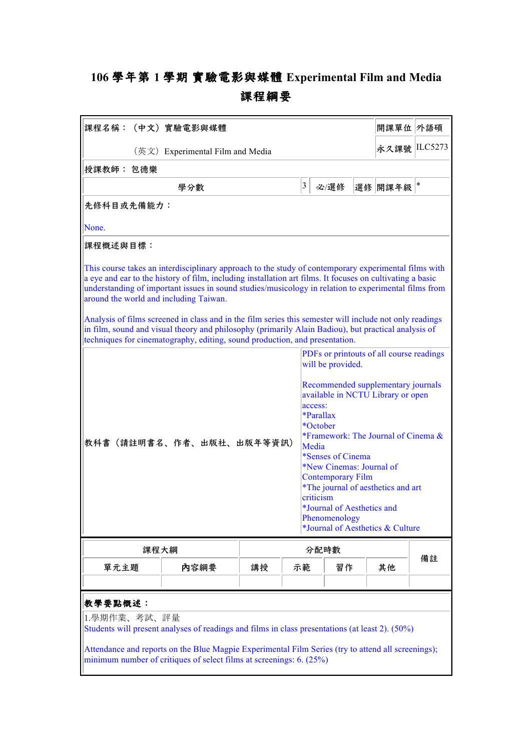# 106 學年第 1 學期 實驗電影與媒體 Experimental Film and Media

## 課程綱要

| 課程名稱：（中文）實驗電影與媒體 | | | | 開課單位 | 外語碩 |
|---|---|---|---|---|---|
| （英文）Experimental Film and Media | | | | 永久課號 | ILC5273 |
| 授課教師：包德樂 | | | | | |
| 學分數 | 3 | 必/選修 | 選修 | 開課年級 | * |

**先修科目或先備能力：**

None.

**課程概述與目標：**

This course takes an interdisciplinary approach to the study of contemporary experimental films with a eye and ear to the history of film, including installation art films. It focuses on cultivating a basic understanding of important issues in sound studies/musicology in relation to experimental films from around the world and including Taiwan.

Analysis of films screened in class and in the film series this semester will include not only readings in film, sound and visual theory and philosophy (primarily Alain Badiou), but practical analysis of techniques for cinematography, editing, sound production, and presentation.

| 教科書（請註明書名、作者、出版社、出版年等資訊） | PDFs or printouts of all course readings will be provided.<br><br>Recommended supplementary journals available in NCTU Library or open access:<br>*Parallax<br>*October<br>*Framework: The Journal of Cinema & Media<br>*Senses of Cinema<br>*New Cinemas: Journal of Contemporary Film<br>*The journal of aesthetics and art criticism<br>*Journal of Aesthetics and Phenomenology<br>*Journal of Aesthetics & Culture |
|---|---|

| 課程大綱 | | 分配時數 | | | | 備註 |
|---|---|---|---|---|---|---|
| 單元主題 | 內容綱要 | 講授 | 示範 | 習作 | 其他 | |
| | | | | | | |

**教學要點概述：**

1.學期作業、考試、評量

Students will present analyses of readings and films in class presentations (at least 2). (50%)

Attendance and reports on the Blue Magpie Experimental Film Series (try to attend all screenings); minimum number of critiques of select films at screenings: 6. (25%)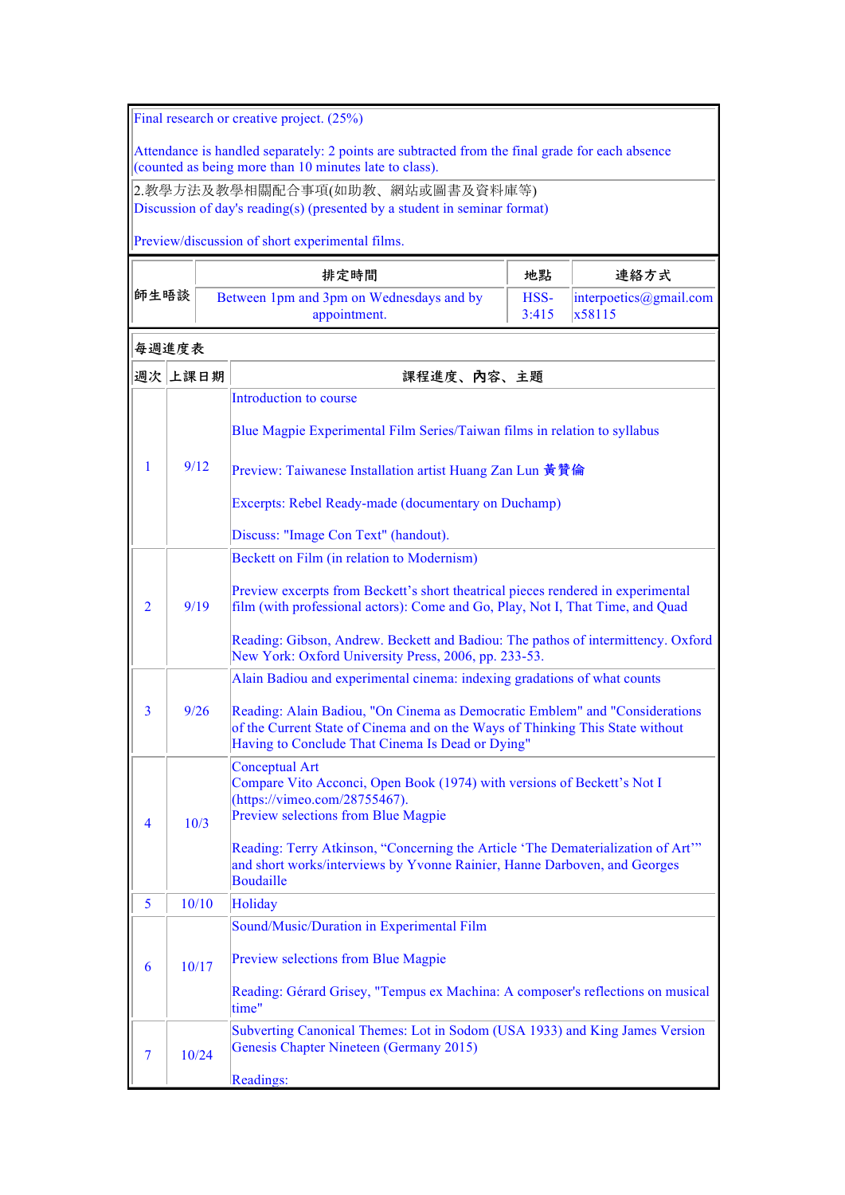Final research or creative project. (25%)

Attendance is handled separately: 2 points are subtracted from the final grade for each absence (counted as being more than 10 minutes late to class).

2.教學方法及教學相關配合事項(如助教、網站或圖書及資料庫等)
Discussion of day's reading(s) (presented by a student in seminar format)

Preview/discussion of short experimental films.

| 師生晤談 | 排定時間 | 地點 | 連絡方式 |
|---|---|---|---|
| | Between 1pm and 3pm on Wednesdays and by appointment. | HSS-3:415 | interpoetics@gmail.com x58115 |

**每週進度表**

| 週次 | 上課日期 | 課程進度、內容、主題 |
|---|---|---|
| 1 | 9/12 | Introduction to course<br><br>Blue Magpie Experimental Film Series/Taiwan films in relation to syllabus<br><br>Preview: Taiwanese Installation artist Huang Zan Lun 黃贊倫<br><br>Excerpts: Rebel Ready-made (documentary on Duchamp)<br><br>Discuss: "Image Con Text" (handout). |
| 2 | 9/19 | Beckett on Film (in relation to Modernism)<br><br>Preview excerpts from Beckett's short theatrical pieces rendered in experimental film (with professional actors): Come and Go, Play, Not I, That Time, and Quad<br><br>Reading: Gibson, Andrew. Beckett and Badiou: The pathos of intermittency. Oxford New York: Oxford University Press, 2006, pp. 233-53. |
| 3 | 9/26 | Alain Badiou and experimental cinema: indexing gradations of what counts<br><br>Reading: Alain Badiou, "On Cinema as Democratic Emblem" and "Considerations of the Current State of Cinema and on the Ways of Thinking This State without Having to Conclude That Cinema Is Dead or Dying" |
| 4 | 10/3 | Conceptual Art<br>Compare Vito Acconci, Open Book (1974) with versions of Beckett's Not I (https://vimeo.com/28755467).<br>Preview selections from Blue Magpie<br><br>Reading: Terry Atkinson, "Concerning the Article 'The Dematerialization of Art'" and short works/interviews by Yvonne Rainier, Hanne Darboven, and Georges Boudaille |
| 5 | 10/10 | Holiday |
| 6 | 10/17 | Sound/Music/Duration in Experimental Film<br><br>Preview selections from Blue Magpie<br><br>Reading: Gérard Grisey, "Tempus ex Machina: A composer's reflections on musical time" |
| 7 | 10/24 | Subverting Canonical Themes: Lot in Sodom (USA 1933) and King James Version Genesis Chapter Nineteen (Germany 2015)<br><br>Readings: |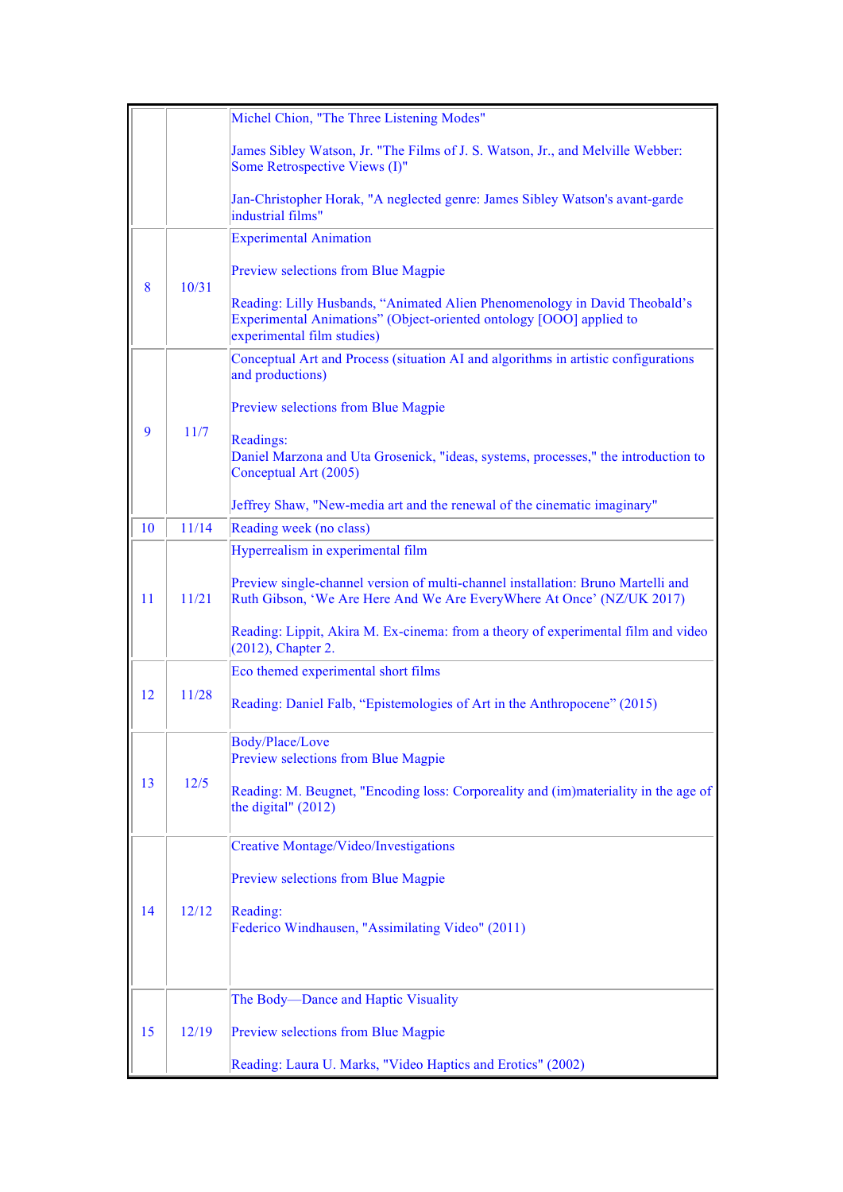| | | |
|---|---|---|
| | | Michel Chion, "The Three Listening Modes"<br><br>James Sibley Watson, Jr. "The Films of J. S. Watson, Jr., and Melville Webber: Some Retrospective Views (I)"<br><br>Jan-Christopher Horak, "A neglected genre: James Sibley Watson's avant-garde industrial films" |
| 8 | 10/31 | Experimental Animation<br><br>Preview selections from Blue Magpie<br><br>Reading: Lilly Husbands, "Animated Alien Phenomenology in David Theobald's Experimental Animations" (Object-oriented ontology [OOO] applied to experimental film studies) |
| 9 | 11/7 | Conceptual Art and Process (situation AI and algorithms in artistic configurations and productions)<br><br>Preview selections from Blue Magpie<br><br>Readings:<br>Daniel Marzona and Uta Grosenick, "ideas, systems, processes," the introduction to Conceptual Art (2005)<br><br>Jeffrey Shaw, "New-media art and the renewal of the cinematic imaginary" |
| 10 | 11/14 | Reading week (no class) |
| 11 | 11/21 | Hyperrealism in experimental film<br><br>Preview single-channel version of multi-channel installation: Bruno Martelli and Ruth Gibson, 'We Are Here And We Are EveryWhere At Once' (NZ/UK 2017)<br><br>Reading: Lippit, Akira M. Ex-cinema: from a theory of experimental film and video (2012), Chapter 2. |
| 12 | 11/28 | Eco themed experimental short films<br><br>Reading: Daniel Falb, "Epistemologies of Art in the Anthropocene" (2015) |
| 13 | 12/5 | Body/Place/Love<br>Preview selections from Blue Magpie<br><br>Reading: M. Beugnet, "Encoding loss: Corporeality and (im)materiality in the age of the digital" (2012) |
| 14 | 12/12 | Creative Montage/Video/Investigations<br><br>Preview selections from Blue Magpie<br><br>Reading:<br>Federico Windhausen, "Assimilating Video" (2011) |
| 15 | 12/19 | The Body—Dance and Haptic Visuality<br><br>Preview selections from Blue Magpie<br><br>Reading: Laura U. Marks, "Video Haptics and Erotics" (2002) |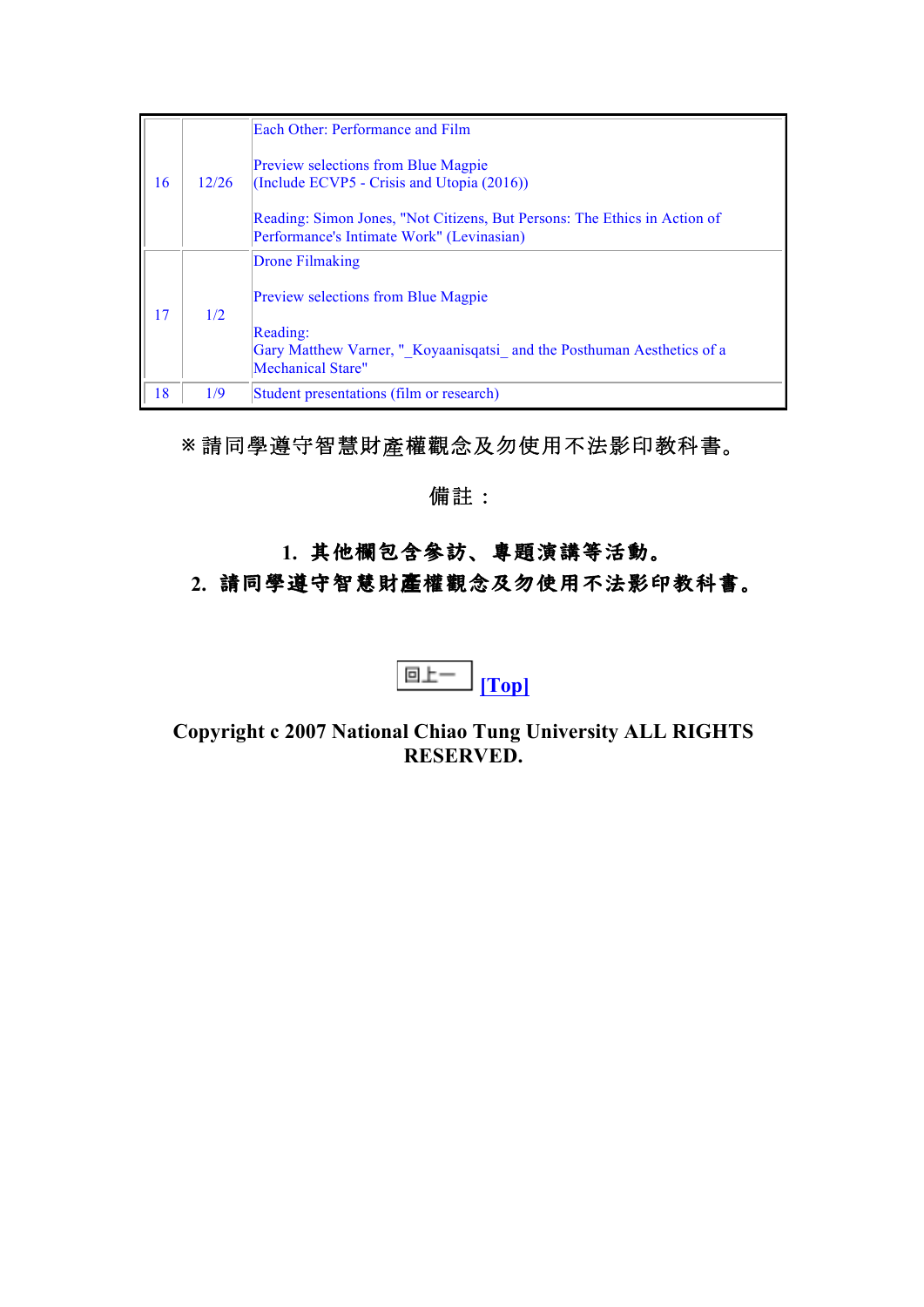| | | |
|---|---|---|
| 16 | 12/26 | Each Other: Performance and Film<br><br>Preview selections from Blue Magpie<br>(Include ECVP5 - Crisis and Utopia (2016))<br><br>Reading: Simon Jones, "Not Citizens, But Persons: The Ethics in Action of Performance's Intimate Work" (Levinasian) |
| 17 | 1/2 | Drone Filmaking<br><br>Preview selections from Blue Magpie<br><br>Reading:<br>Gary Matthew Varner, "_Koyaanisqatsi_ and the Posthuman Aesthetics of a Mechanical Stare" |
| 18 | 1/9 | Student presentations (film or research) |

※請同學遵守智慧財產權觀念及勿使用不法影印教科書。

備註：

**1. 其他欄包含參訪、專題演講等活動。**
**2. 請同學遵守智慧財產權觀念及勿使用不法影印教科書。**

回上一 [Top]

**Copyright c 2007 National Chiao Tung University ALL RIGHTS RESERVED.**